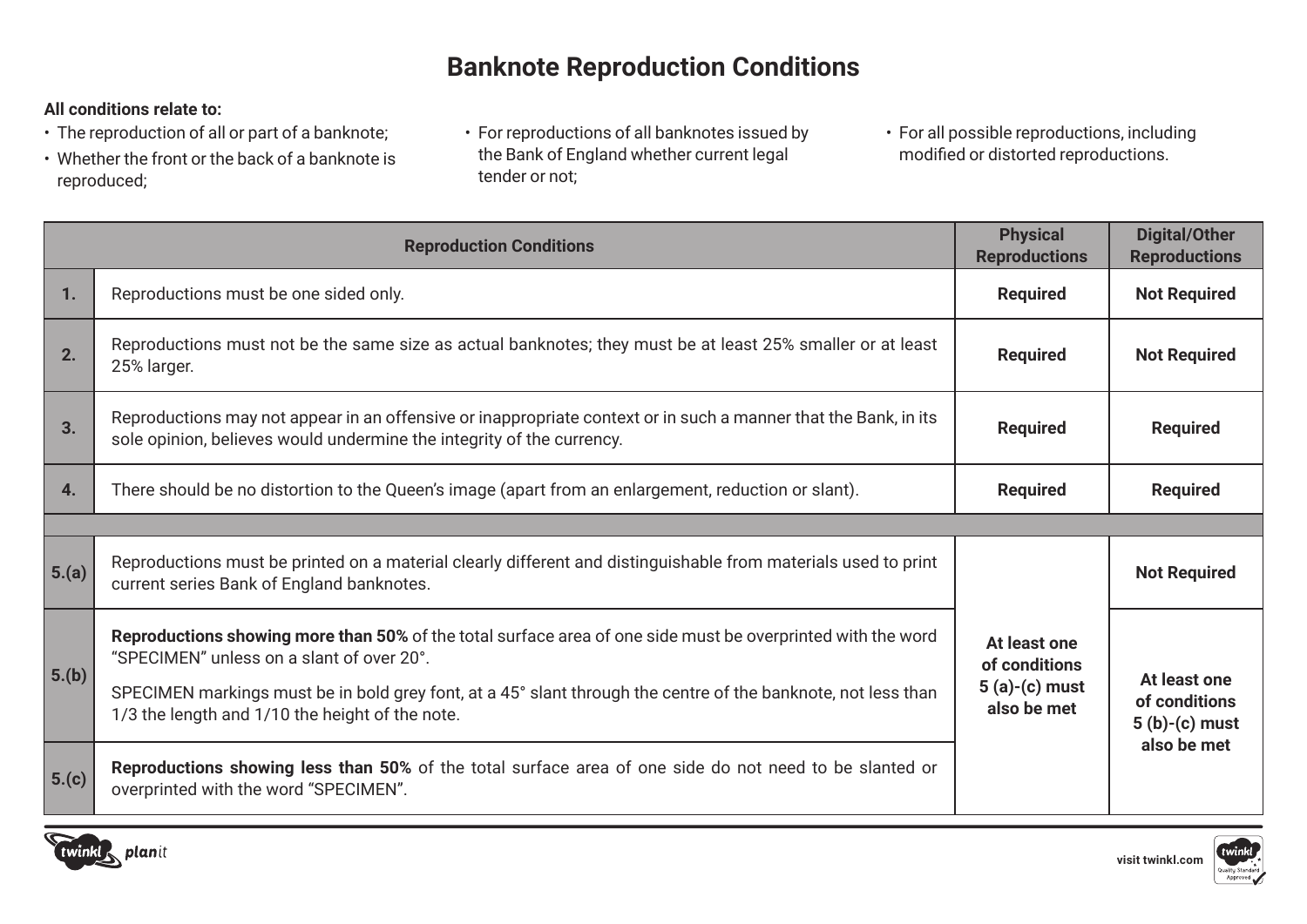# Banknote Reproduction Conditions

**All conditions relate to:**

- The reproduction of all or part of a banknote;
- Whether the front or the back of a banknote is reproduced;
- For reproductions of all banknotes issued by the Bank of England whether current legal tender or not;
- For all possible reproductions, including modified or distorted reproductions.

| | Reproduction Conditions | Physical Reproductions | Digital/Other Reproductions |
|---|---|---|---|
| **1.** | Reproductions must be one sided only. | **Required** | **Not Required** |
| **2.** | Reproductions must not be the same size as actual banknotes; they must be at least 25% smaller or at least 25% larger. | **Required** | **Not Required** |
| **3.** | Reproductions may not appear in an offensive or inappropriate context or in such a manner that the Bank, in its sole opinion, believes would undermine the integrity of the currency. | **Required** | **Required** |
| **4.** | There should be no distortion to the Queen's image (apart from an enlargement, reduction or slant). | **Required** | **Required** |
| | | | |
| **5.(a)** | Reproductions must be printed on a material clearly different and distinguishable from materials used to print current series Bank of England banknotes. | **At least one of conditions 5 (a)-(c) must also be met** | **Not Required** |
| **5.(b)** | **Reproductions showing more than 50%** of the total surface area of one side must be overprinted with the word "SPECIMEN" unless on a slant of over 20°. SPECIMEN markings must be in bold grey font, at a 45° slant through the centre of the banknote, not less than 1/3 the length and 1/10 the height of the note. | | **At least one of conditions 5 (b)-(c) must also be met** |
| **5.(c)** | **Reproductions showing less than 50%** of the total surface area of one side do not need to be slanted or overprinted with the word "SPECIMEN". | | |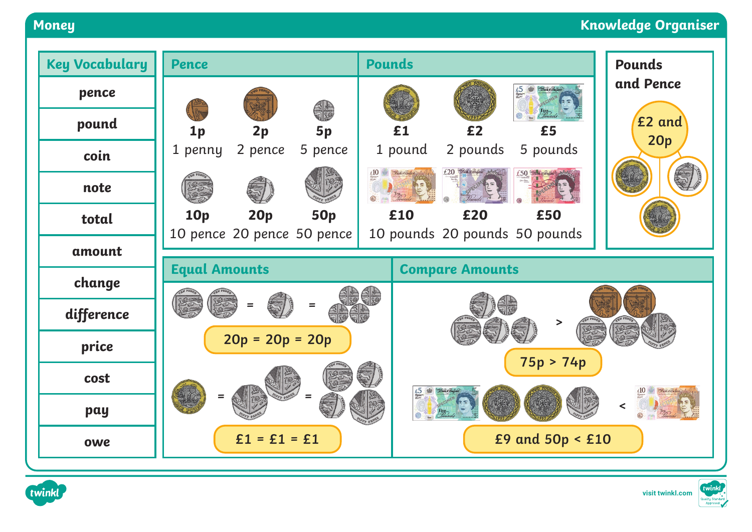# Money

Knowledge Organiser

## Key Vocabulary

- pence
- pound
- coin
- note
- total
- amount
- change
- difference
- price
- cost
- pay
- owe

## Pence

| 1p | 2p | 5p |
|---|---|---|
| 1 penny | 2 pence | 5 pence |
| **10p** | **20p** | **50p** |
| 10 pence | 20 pence | 50 pence |

## Pounds

| £1 | £2 | £5 |
|---|---|---|
| 1 pound | 2 pounds | 5 pounds |
| **£10** | **£20** | **£50** |
| 10 pounds | 20 pounds | 50 pounds |

## Pounds and Pence

£2 and 20p

## Equal Amounts

20p = 20p = 20p

£1 = £1 = £1

## Compare Amounts

75p > 74p

£9 and 50p < £10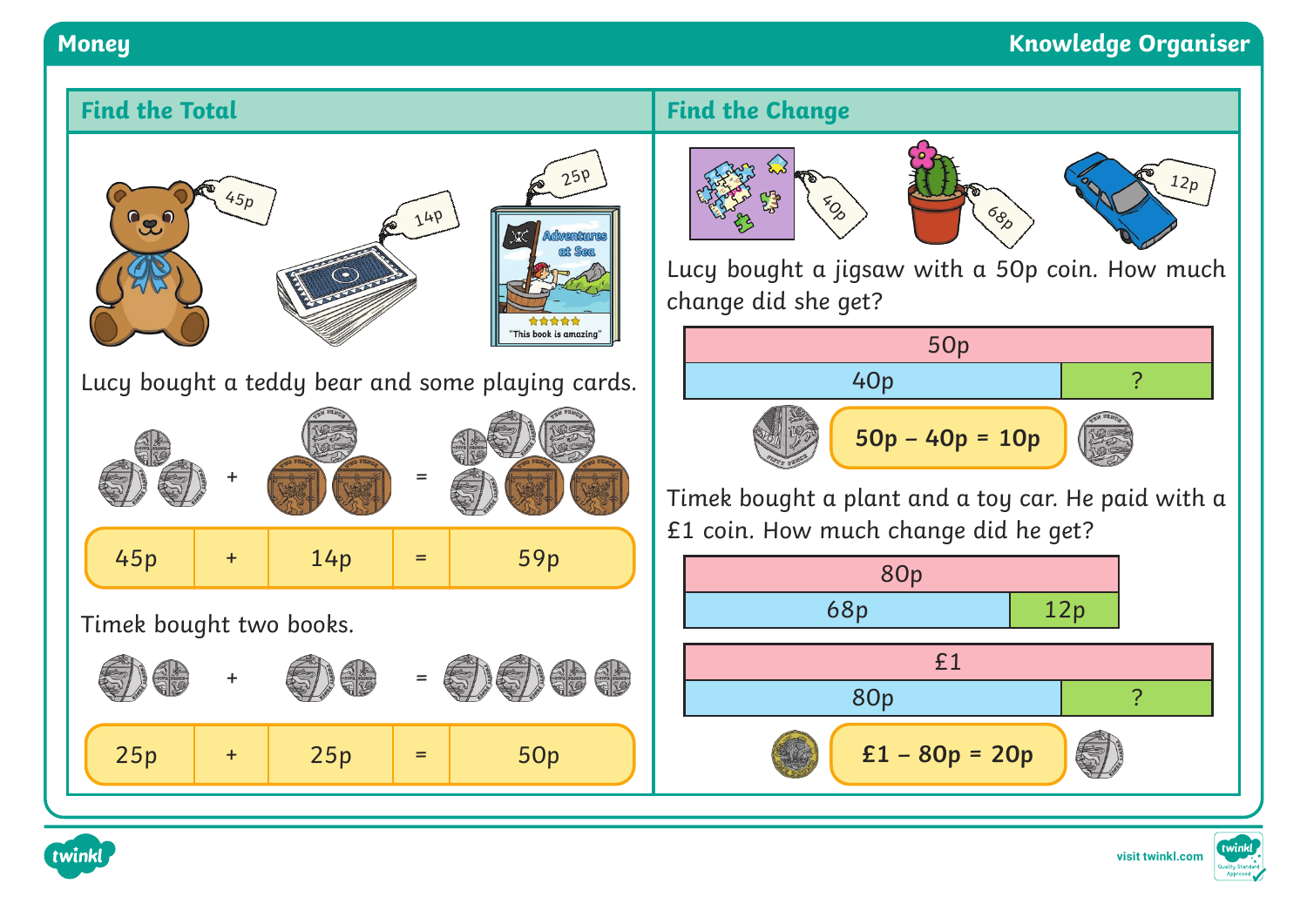# Money

## Knowledge Organiser

### Find the Total

45p

14p

25p

Lucy bought a teddy bear and some playing cards.

| | | | | |
|---|---|---|---|---|
| 45p | + | 14p | = | 59p |

Timek bought two books.

| | | | | |
|---|---|---|---|---|
| 25p | + | 25p | = | 50p |

### Find the Change

40p

68p

12p

Lucy bought a jigsaw with a 50p coin. How much change did she get?

| 50p | |
|---|---|
| 40p | ? |

**50p – 40p = 10p**

Timek bought a plant and a toy car. He paid with a £1 coin. How much change did he get?

| 80p | |
|---|---|
| 68p | 12p |

| £1 | |
|---|---|
| 80p | ? |

**£1 – 80p = 20p**